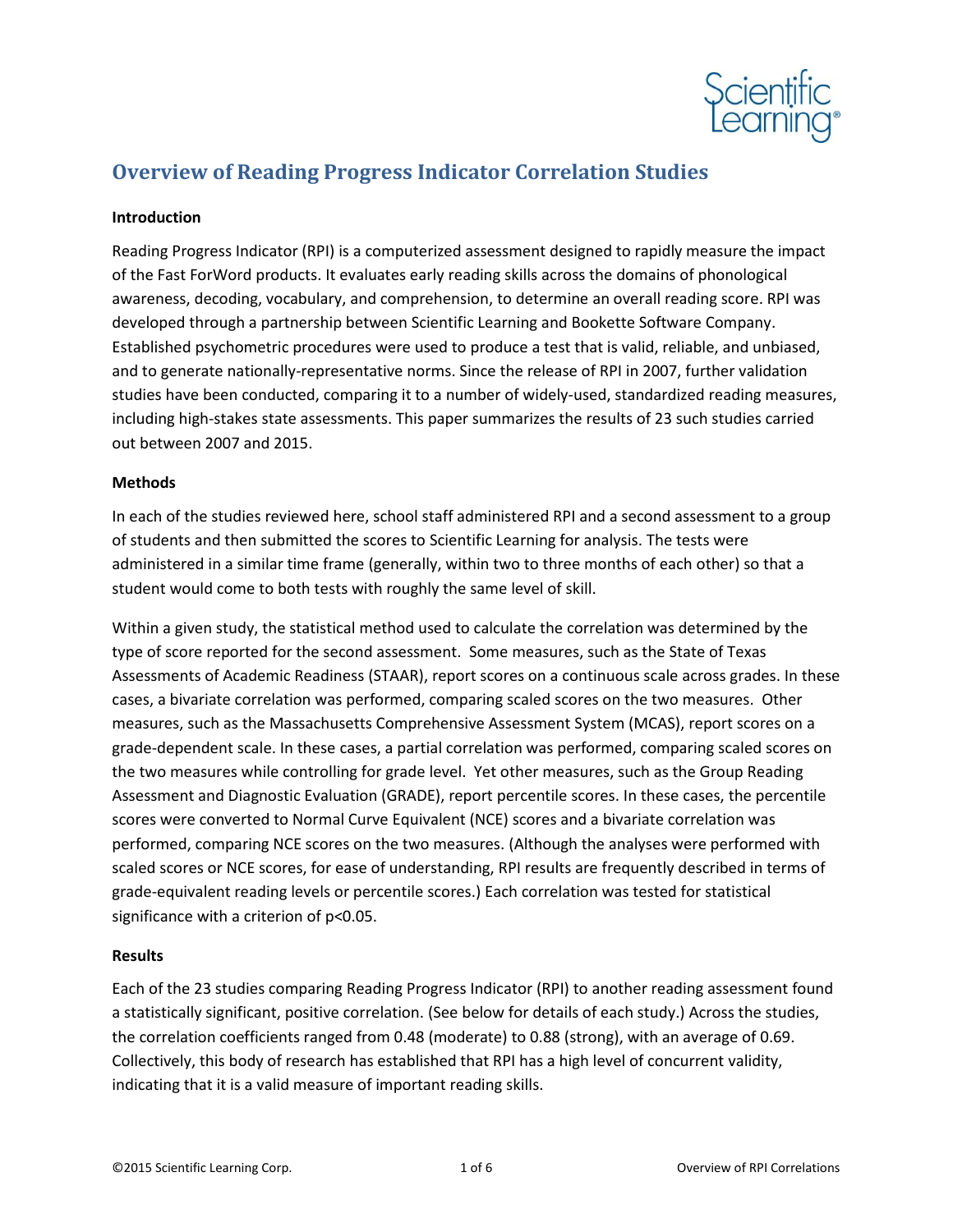# Overview of Reading Progress Indicator Correlation Studies

**Introduction**

Reading Progress Indicator (RPI) is a computerized assessment designed to rapidly measure the impact of the Fast ForWord products. It evaluates early reading skills across the domains of phonological awareness, decoding, vocabulary, and comprehension, to determine an overall reading score. RPI was developed through a partnership between Scientific Learning and Bookette Software Company. Established psychometric procedures were used to produce a test that is valid, reliable, and unbiased, and to generate nationally-representative norms. Since the release of RPI in 2007, further validation studies have been conducted, comparing it to a number of widely-used, standardized reading measures, including high-stakes state assessments. This paper summarizes the results of 23 such studies carried out between 2007 and 2015.

**Methods**

In each of the studies reviewed here, school staff administered RPI and a second assessment to a group of students and then submitted the scores to Scientific Learning for analysis. The tests were administered in a similar time frame (generally, within two to three months of each other) so that a student would come to both tests with roughly the same level of skill.

Within a given study, the statistical method used to calculate the correlation was determined by the type of score reported for the second assessment. Some measures, such as the State of Texas Assessments of Academic Readiness (STAAR), report scores on a continuous scale across grades. In these cases, a bivariate correlation was performed, comparing scaled scores on the two measures. Other measures, such as the Massachusetts Comprehensive Assessment System (MCAS), report scores on a grade-dependent scale. In these cases, a partial correlation was performed, comparing scaled scores on the two measures while controlling for grade level. Yet other measures, such as the Group Reading Assessment and Diagnostic Evaluation (GRADE), report percentile scores. In these cases, the percentile scores were converted to Normal Curve Equivalent (NCE) scores and a bivariate correlation was performed, comparing NCE scores on the two measures. (Although the analyses were performed with scaled scores or NCE scores, for ease of understanding, RPI results are frequently described in terms of grade-equivalent reading levels or percentile scores.) Each correlation was tested for statistical significance with a criterion of $p<0.05$.

**Results**

Each of the 23 studies comparing Reading Progress Indicator (RPI) to another reading assessment found a statistically significant, positive correlation. (See below for details of each study.) Across the studies, the correlation coefficients ranged from 0.48 (moderate) to 0.88 (strong), with an average of 0.69. Collectively, this body of research has established that RPI has a high level of concurrent validity, indicating that it is a valid measure of important reading skills.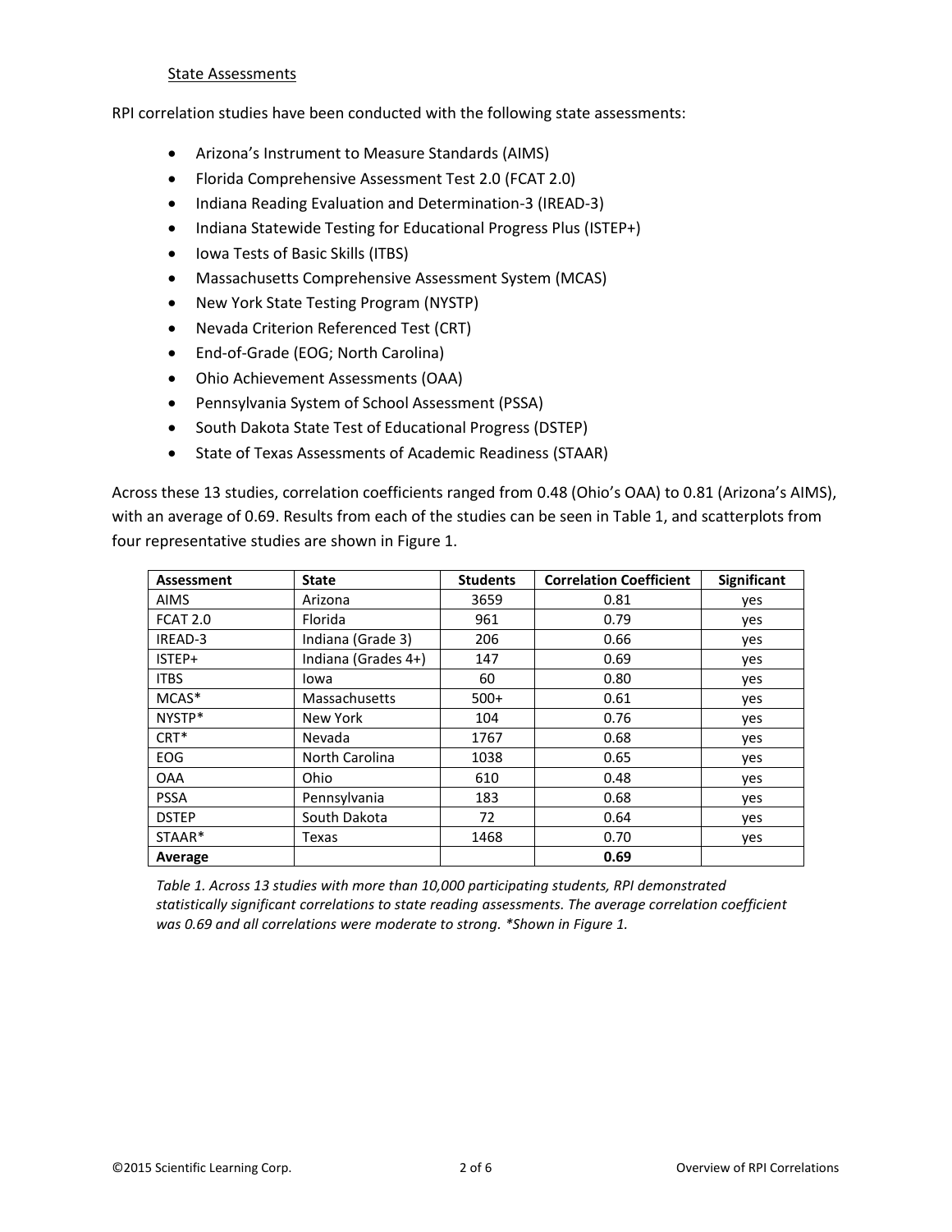### State Assessments

RPI correlation studies have been conducted with the following state assessments:

- Arizona's Instrument to Measure Standards (AIMS)
- Florida Comprehensive Assessment Test 2.0 (FCAT 2.0)
- Indiana Reading Evaluation and Determination-3 (IREAD-3)
- Indiana Statewide Testing for Educational Progress Plus (ISTEP+)
- Iowa Tests of Basic Skills (ITBS)
- Massachusetts Comprehensive Assessment System (MCAS)
- New York State Testing Program (NYSTP)
- Nevada Criterion Referenced Test (CRT)
- End-of-Grade (EOG; North Carolina)
- Ohio Achievement Assessments (OAA)
- Pennsylvania System of School Assessment (PSSA)
- South Dakota State Test of Educational Progress (DSTEP)
- State of Texas Assessments of Academic Readiness (STAAR)

Across these 13 studies, correlation coefficients ranged from 0.48 (Ohio's OAA) to 0.81 (Arizona's AIMS), with an average of 0.69. Results from each of the studies can be seen in Table 1, and scatterplots from four representative studies are shown in Figure 1.

| Assessment | State | Students | Correlation Coefficient | Significant |
|---|---|---|---|---|
| AIMS | Arizona | 3659 | 0.81 | yes |
| FCAT 2.0 | Florida | 961 | 0.79 | yes |
| IREAD-3 | Indiana (Grade 3) | 206 | 0.66 | yes |
| ISTEP+ | Indiana (Grades 4+) | 147 | 0.69 | yes |
| ITBS | Iowa | 60 | 0.80 | yes |
| MCAS* | Massachusetts | 500+ | 0.61 | yes |
| NYSTP* | New York | 104 | 0.76 | yes |
| CRT* | Nevada | 1767 | 0.68 | yes |
| EOG | North Carolina | 1038 | 0.65 | yes |
| OAA | Ohio | 610 | 0.48 | yes |
| PSSA | Pennsylvania | 183 | 0.68 | yes |
| DSTEP | South Dakota | 72 | 0.64 | yes |
| STAAR* | Texas | 1468 | 0.70 | yes |
| **Average** | | | **0.69** | |

*Table 1. Across 13 studies with more than 10,000 participating students, RPI demonstrated statistically significant correlations to state reading assessments. The average correlation coefficient was 0.69 and all correlations were moderate to strong. *Shown in Figure 1.*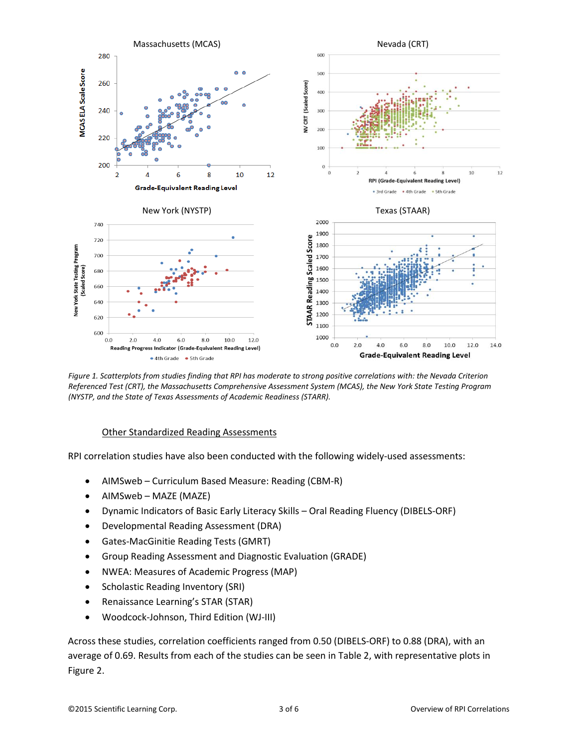*Figure 1. Scatterplots from studies finding that RPI has moderate to strong positive correlations with: the Nevada Criterion Referenced Test (CRT), the Massachusetts Comprehensive Assessment System (MCAS), the New York State Testing Program (NYSTP, and the State of Texas Assessments of Academic Readiness (STARR).*

### Other Standardized Reading Assessments

RPI correlation studies have also been conducted with the following widely-used assessments:

- AIMSweb – Curriculum Based Measure: Reading (CBM-R)
- AIMSweb – MAZE (MAZE)
- Dynamic Indicators of Basic Early Literacy Skills – Oral Reading Fluency (DIBELS-ORF)
- Developmental Reading Assessment (DRA)
- Gates-MacGinitie Reading Tests (GMRT)
- Group Reading Assessment and Diagnostic Evaluation (GRADE)
- NWEA: Measures of Academic Progress (MAP)
- Scholastic Reading Inventory (SRI)
- Renaissance Learning's STAR (STAR)
- Woodcock-Johnson, Third Edition (WJ-III)

Across these studies, correlation coefficients ranged from 0.50 (DIBELS-ORF) to 0.88 (DRA), with an average of 0.69. Results from each of the studies can be seen in Table 2, with representative plots in Figure 2.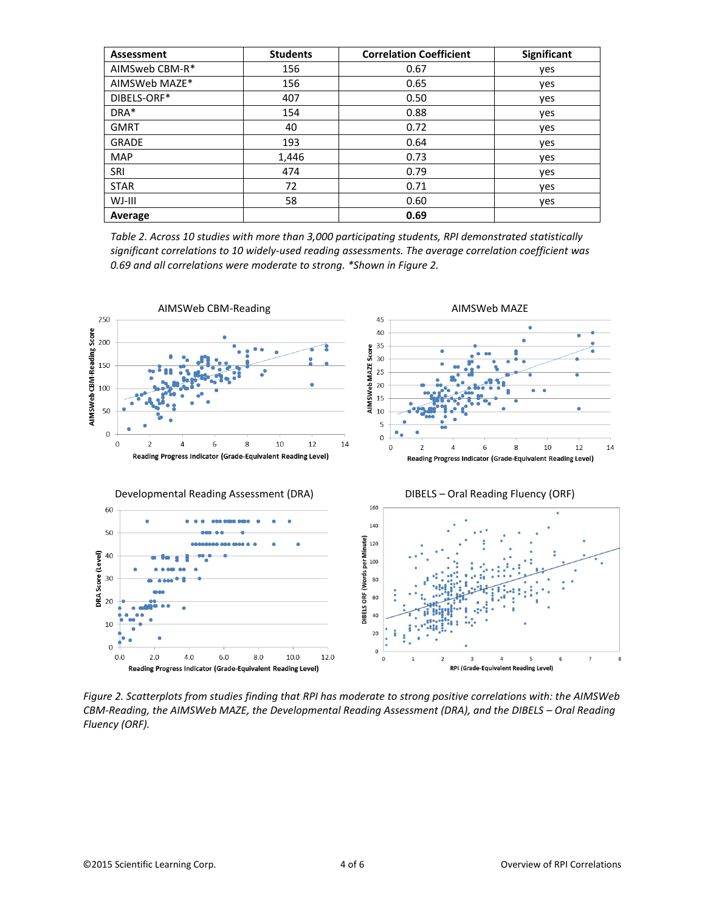| Assessment | Students | Correlation Coefficient | Significant |
|---|---|---|---|
| AIMSweb CBM-R* | 156 | 0.67 | yes |
| AIMSWeb MAZE* | 156 | 0.65 | yes |
| DIBELS-ORF* | 407 | 0.50 | yes |
| DRA* | 154 | 0.88 | yes |
| GMRT | 40 | 0.72 | yes |
| GRADE | 193 | 0.64 | yes |
| MAP | 1,446 | 0.73 | yes |
| SRI | 474 | 0.79 | yes |
| STAR | 72 | 0.71 | yes |
| WJ-III | 58 | 0.60 | yes |
| **Average** | | **0.69** | |

*Table 2. Across 10 studies with more than 3,000 participating students, RPI demonstrated statistically significant correlations to 10 widely-used reading assessments. The average correlation coefficient was 0.69 and all correlations were moderate to strong. *Shown in Figure 2.*

*Figure 2. Scatterplots from studies finding that RPI has moderate to strong positive correlations with: the AIMSWeb CBM-Reading, the AIMSWeb MAZE, the Developmental Reading Assessment (DRA), and the DIBELS – Oral Reading Fluency (ORF).*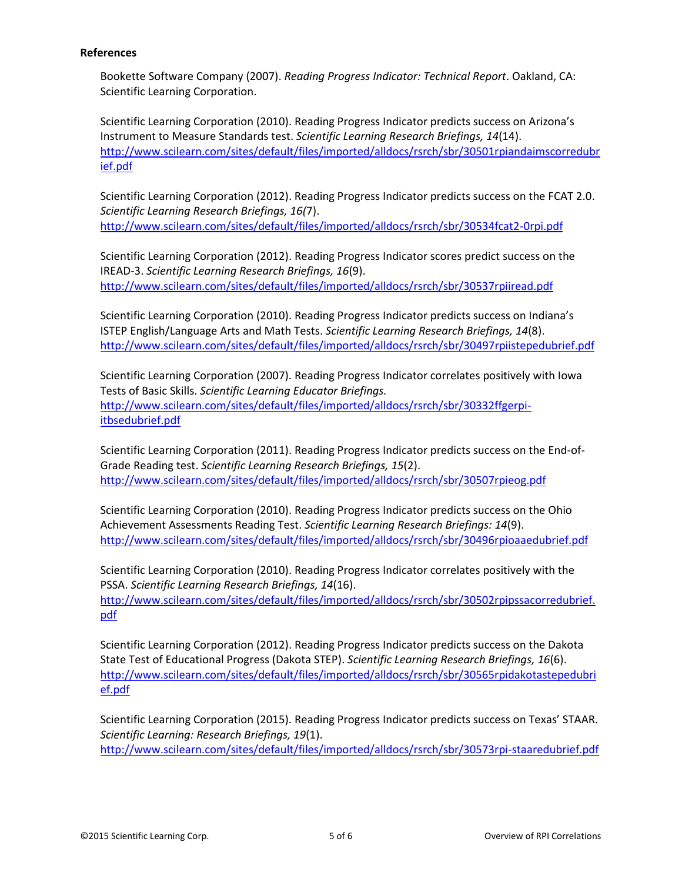**References**

Bookette Software Company (2007). *Reading Progress Indicator: Technical Report*. Oakland, CA: Scientific Learning Corporation.

Scientific Learning Corporation (2010). Reading Progress Indicator predicts success on Arizona's Instrument to Measure Standards test. *Scientific Learning Research Briefings, 14*(14). http://www.scilearn.com/sites/default/files/imported/alldocs/rsrch/sbr/30501rpiandaimscorredubrief.pdf

Scientific Learning Corporation (2012). Reading Progress Indicator predicts success on the FCAT 2.0. *Scientific Learning Research Briefings, 16(*7). http://www.scilearn.com/sites/default/files/imported/alldocs/rsrch/sbr/30534fcat2-0rpi.pdf

Scientific Learning Corporation (2012). Reading Progress Indicator scores predict success on the IREAD-3. *Scientific Learning Research Briefings, 16*(9). http://www.scilearn.com/sites/default/files/imported/alldocs/rsrch/sbr/30537rpiiread.pdf

Scientific Learning Corporation (2010). Reading Progress Indicator predicts success on Indiana's ISTEP English/Language Arts and Math Tests. *Scientific Learning Research Briefings, 14*(8). http://www.scilearn.com/sites/default/files/imported/alldocs/rsrch/sbr/30497rpiistepedubrief.pdf

Scientific Learning Corporation (2007). Reading Progress Indicator correlates positively with Iowa Tests of Basic Skills. *Scientific Learning Educator Briefings.* http://www.scilearn.com/sites/default/files/imported/alldocs/rsrch/sbr/30332ffgerpi-itbsedubrief.pdf

Scientific Learning Corporation (2011). Reading Progress Indicator predicts success on the End-of-Grade Reading test. *Scientific Learning Research Briefings, 15*(2). http://www.scilearn.com/sites/default/files/imported/alldocs/rsrch/sbr/30507rpieog.pdf

Scientific Learning Corporation (2010). Reading Progress Indicator predicts success on the Ohio Achievement Assessments Reading Test. *Scientific Learning Research Briefings: 14*(9). http://www.scilearn.com/sites/default/files/imported/alldocs/rsrch/sbr/30496rpioaaedubrief.pdf

Scientific Learning Corporation (2010). Reading Progress Indicator correlates positively with the PSSA. *Scientific Learning Research Briefings, 14*(16). http://www.scilearn.com/sites/default/files/imported/alldocs/rsrch/sbr/30502rpipssacorredubrief.pdf

Scientific Learning Corporation (2012). Reading Progress Indicator predicts success on the Dakota State Test of Educational Progress (Dakota STEP). *Scientific Learning Research Briefings, 16*(6). http://www.scilearn.com/sites/default/files/imported/alldocs/rsrch/sbr/30565rpidakotastepedubrief.pdf

Scientific Learning Corporation (2015). Reading Progress Indicator predicts success on Texas' STAAR. *Scientific Learning: Research Briefings, 19*(1). http://www.scilearn.com/sites/default/files/imported/alldocs/rsrch/sbr/30573rpi-staaredubrief.pdf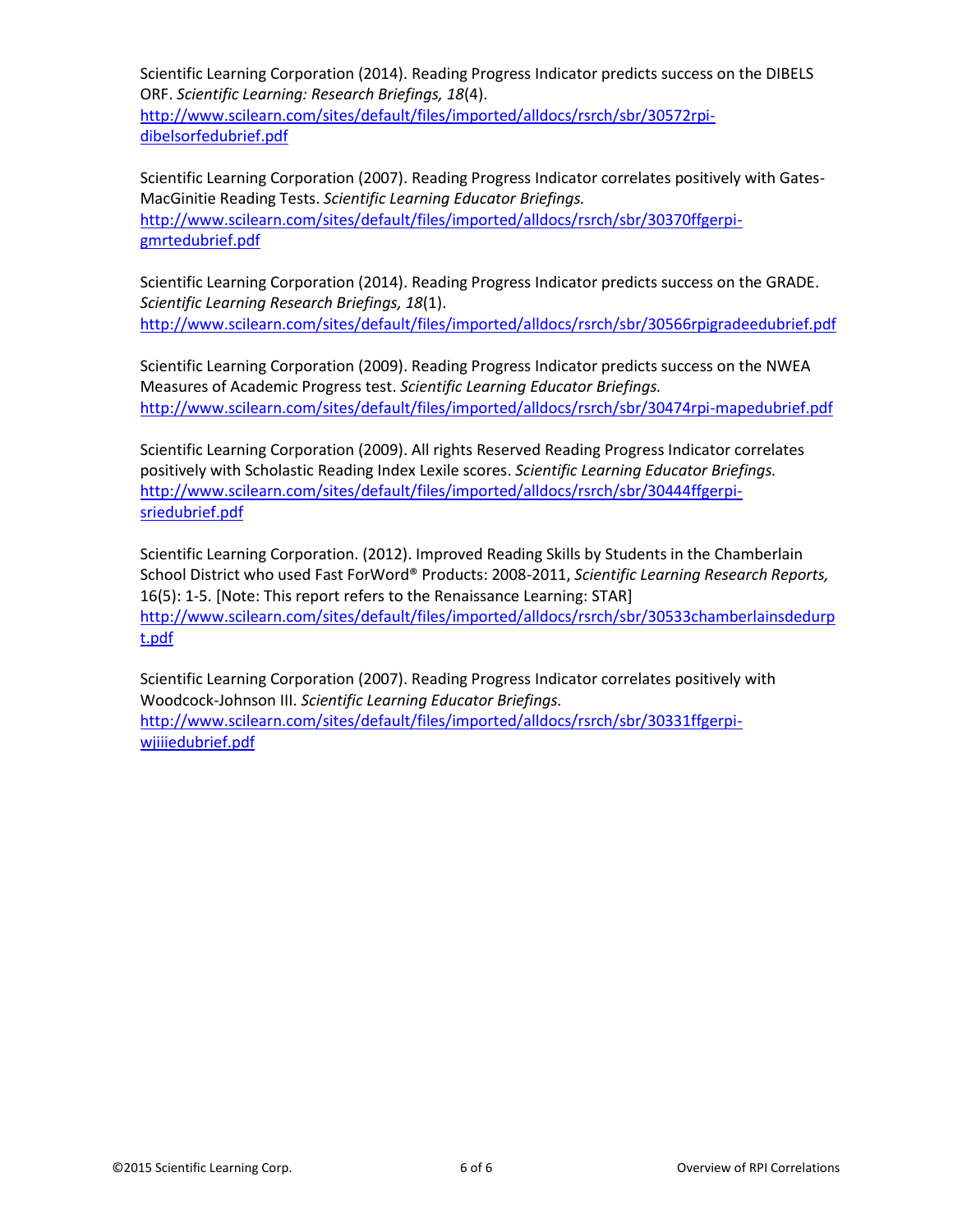Scientific Learning Corporation (2014). Reading Progress Indicator predicts success on the DIBELS ORF. *Scientific Learning: Research Briefings, 18*(4). http://www.scilearn.com/sites/default/files/imported/alldocs/rsrch/sbr/30572rpi-dibelsorfedubrief.pdf

Scientific Learning Corporation (2007). Reading Progress Indicator correlates positively with Gates-MacGinitie Reading Tests. *Scientific Learning Educator Briefings.* http://www.scilearn.com/sites/default/files/imported/alldocs/rsrch/sbr/30370ffgerpi-gmrtedubrief.pdf

Scientific Learning Corporation (2014). Reading Progress Indicator predicts success on the GRADE. *Scientific Learning Research Briefings, 18*(1). http://www.scilearn.com/sites/default/files/imported/alldocs/rsrch/sbr/30566rpigradeedubrief.pdf

Scientific Learning Corporation (2009). Reading Progress Indicator predicts success on the NWEA Measures of Academic Progress test. *Scientific Learning Educator Briefings.* http://www.scilearn.com/sites/default/files/imported/alldocs/rsrch/sbr/30474rpi-mapedubrief.pdf

Scientific Learning Corporation (2009). All rights Reserved Reading Progress Indicator correlates positively with Scholastic Reading Index Lexile scores. *Scientific Learning Educator Briefings.* http://www.scilearn.com/sites/default/files/imported/alldocs/rsrch/sbr/30444ffgerpi-sriedubrief.pdf

Scientific Learning Corporation. (2012). Improved Reading Skills by Students in the Chamberlain School District who used Fast ForWord® Products: 2008-2011, *Scientific Learning Research Reports,* 16(5): 1-5. [Note: This report refers to the Renaissance Learning: STAR] http://www.scilearn.com/sites/default/files/imported/alldocs/rsrch/sbr/30533chamberlainsdedurpt.pdf

Scientific Learning Corporation (2007). Reading Progress Indicator correlates positively with Woodcock-Johnson III. *Scientific Learning Educator Briefings.* http://www.scilearn.com/sites/default/files/imported/alldocs/rsrch/sbr/30331ffgerpi-wjiiiedubrief.pdf